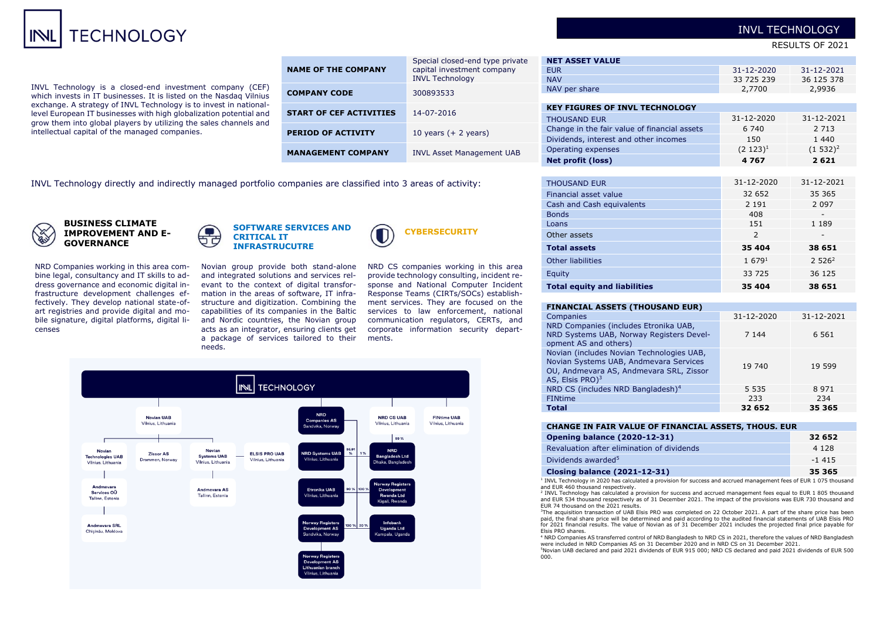# INVL TECHNOLOGY

## INVL TECHNOLOGY

RESULTS OF 2021

INVL Technology is a closed-end investment company (CEF) which invests in IT businesses. It is listed on the Nasdaq Vilnius exchange. A strategy of INVL Technology is to invest in national-level European IT businesses with high globalization potential and grow them into global players by utilizing the sales channels and intellectual capital of the managed companies.

| | |
|---|---|
| **NAME OF THE COMPANY** | Special closed-end type private capital investment company INVL Technology |
| **COMPANY CODE** | 300893533 |
| **START OF CEF ACTIVITIES** | 14-07-2016 |
| **PERIOD OF ACTIVITY** | 10 years (+ 2 years) |
| **MANAGEMENT COMPANY** | INVL Asset Management UAB |

INVL Technology directly and indirectly managed portfolio companies are classified into 3 areas of activity:

### BUSINESS CLIMATE IMPROVEMENT AND E-GOVERNANCE

NRD Companies working in this area combine legal, consultancy and IT skills to address governance and economic digital infrastructure development challenges effectively. They develop national state-of-art registries and provide digital and mobile signature, digital platforms, digital licenses

### SOFTWARE SERVICES AND CRITICAL IT INFRASTRUCUTRE

Novian group provide both stand-alone and integrated solutions and services relevant to the context of digital transformation in the areas of software, IT infrastructure and digitization. Combining the capabilities of its companies in the Baltic and Nordic countries, the Novian group acts as an integrator, ensuring clients get a package of services tailored to their needs.

### CYBERSECURITY

NRD CS companies working in this area provide technology consulting, incident response and National Computer Incident Response Teams (CIRTs/SOCs) establishment services. They are focused on the services to law enforcement, national communication regulators, CERTs, and corporate information security departments.

INVL TECHNOLOGY

- Novian UAB, Vilnius, Lithuania
  - Novian Technologies UAB, Vilnius, Lithuania
    - Andmevara Services OÜ, Tallinn, Estonia
      - Andmevara SRL, Chișinău, Moldova
  - Zissor AS, Drammen, Norway
  - Novian Systems UAB, Vilnius, Lithuania
    - Andmevara AS, Tallinn, Estonia
  - ELSIS PRO UAB, Vilnius, Lithuania
- NRD Companies AS, Sandvika, Norway
  - NRD Systems UAB, Vilnius, Lithuania (98.91 %; 1 %)
  - Etronika UAB, Vilnius, Lithuania (90 %)
  - Norway Registers Development AS, Sandvika, Norway
    - Norway Registers Development AS Lithuanian branch, Vilnius, Lithuania
- NRD CS UAB, Vilnius, Lithuania
  - NRD Bangladesh Ltd, Dhaka, Bangladesh (99 %)
  - Norway Registers Development Rwanda Ltd, Kigali, Rwanda (100 %)
  - Infobank Uganda Ltd, Kampala, Uganda (100 %; 30 %)
- FINtime UAB, Vilnius, Lithuania

| NET ASSET VALUE | | |
|---|---|---|
| EUR | 31-12-2020 | 31-12-2021 |
| NAV | 33 725 239 | 36 125 378 |
| NAV per share | 2,7700 | 2,9936 |

| KEY FIGURES OF INVL TECHNOLOGY | | |
|---|---|---|
| THOUSAND EUR | 31-12-2020 | 31-12-2021 |
| Change in the fair value of financial assets | 6 740 | 2 713 |
| Dividends, interest and other incomes | 150 | 1 440 |
| Operating expenses | (2 123)[1] | (1 532)[2] |
| **Net profit (loss)** | **4 767** | **2 621** |

| THOUSAND EUR | 31-12-2020 | 31-12-2021 |
|---|---|---|
| Financial asset value | 32 652 | 35 365 |
| Cash and Cash equivalents | 2 191 | 2 097 |
| Bonds | 408 | - |
| Loans | 151 | 1 189 |
| Other assets | 2 | - |
| **Total assets** | **35 404** | **38 651** |
| Other liabilities | 1 679[1] | 2 526[2] |
| Equity | 33 725 | 36 125 |
| **Total equity and liabilities** | **35 404** | **38 651** |

| FINANCIAL ASSETS (THOUSAND EUR) | | |
|---|---|---|
| Companies | 31-12-2020 | 31-12-2021 |
| NRD Companies (includes Etronika UAB, NRD Systems UAB, Norway Registers Development AS and others) | 7 144 | 6 561 |
| Novian (includes Novian Technologies UAB, Novian Systems UAB, Andmevara Services OU, Andmevara AS, Andmevara SRL, Zissor AS, Elsis PRO)[3] | 19 740 | 19 599 |
| NRD CS (includes NRD Bangladesh)[4] | 5 535 | 8 971 |
| FINtime | 233 | 234 |
| **Total** | **32 652** | **35 365** |

| CHANGE IN FAIR VALUE OF FINANCIAL ASSETS, THOUS. EUR | |
|---|---|
| **Opening balance (2020-12-31)** | **32 652** |
| Revaluation after elimination of dividends | 4 128 |
| Dividends awarded[5] | -1 415 |
| **Closing balance (2021-12-31)** | **35 365** |

[1] INVL Technology in 2020 has calculated a provision for success and accrued management fees of EUR 1 075 thousand and EUR 460 thousand respectively.

[2] INVL Technology has calculated a provision for success and accrued management fees equal to EUR 1 805 thousand and EUR 534 thousand respectively as of 31 December 2021. The impact of the provisions was EUR 730 thousand and EUR 74 thousand on the 2021 results.

[3] The acquisition transaction of UAB Elsis PRO was completed on 22 October 2021. A part of the share price has been paid, the final share price will be determined and paid according to the audited financial statements of UAB Elsis PRO for 2021 financial results. The value of Novian as of 31 December 2021 includes the projected final price payable for Elsis PRO shares.

[4] NRD Companies AS transferred control of NRD Bangladesh to NRD CS in 2021, therefore the values of NRD Bangladesh were included in NRD Companies AS on 31 December 2020 and in NRD CS on 31 December 2021.

[5] Novian UAB declared and paid 2021 dividends of EUR 915 000; NRD CS declared and paid 2021 dividends of EUR 500 000.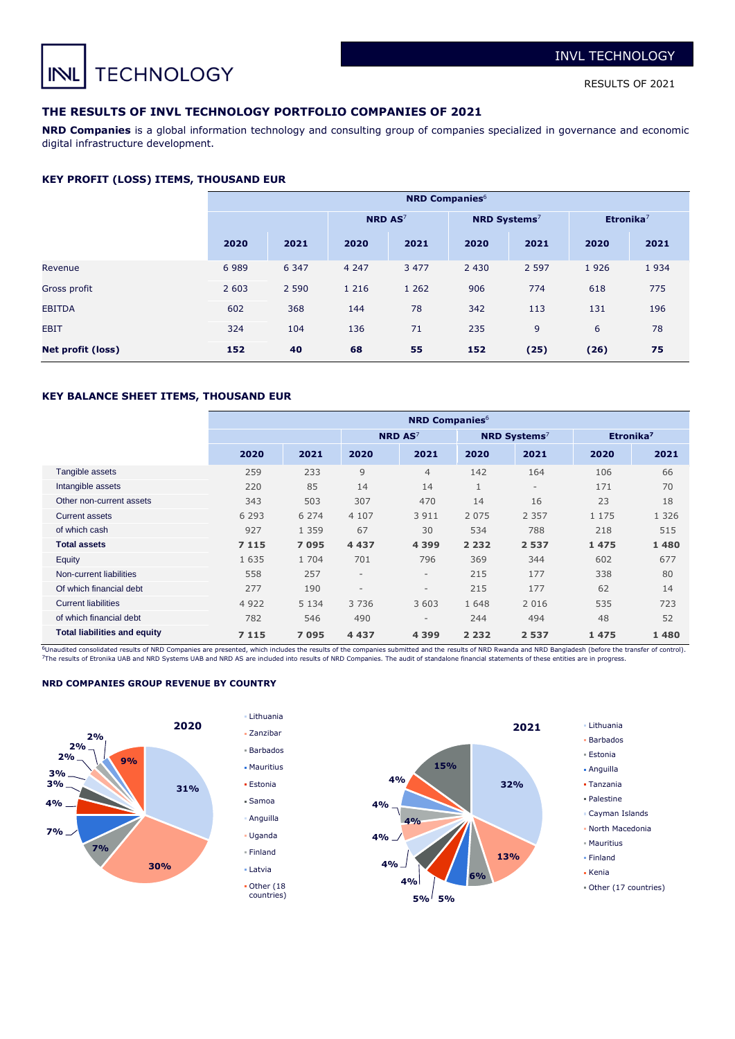## THE RESULTS OF INVL TECHNOLOGY PORTFOLIO COMPANIES OF 2021

**NRD Companies** is a global information technology and consulting group of companies specialized in governance and economic digital infrastructure development.

### KEY PROFIT (LOSS) ITEMS, THOUSAND EUR

| | NRD Companies[6] | | | | | | | |
|---|---|---|---|---|---|---|---|---|
| | | | NRD AS[7] | | NRD Systems[7] | | Etronika[7] | |
| | 2020 | 2021 | 2020 | 2021 | 2020 | 2021 | 2020 | 2021 |
| Revenue | 6 989 | 6 347 | 4 247 | 3 477 | 2 430 | 2 597 | 1 926 | 1 934 |
| Gross profit | 2 603 | 2 590 | 1 216 | 1 262 | 906 | 774 | 618 | 775 |
| EBITDA | 602 | 368 | 144 | 78 | 342 | 113 | 131 | 196 |
| EBIT | 324 | 104 | 136 | 71 | 235 | 9 | 6 | 78 |
| **Net profit (loss)** | **152** | **40** | **68** | **55** | **152** | **(25)** | **(26)** | **75** |

### KEY BALANCE SHEET ITEMS, THOUSAND EUR

| | NRD Companies[6] | | | | | | | |
|---|---|---|---|---|---|---|---|---|
| | | | NRD AS[7] | | NRD Systems[7] | | Etronika[7] | |
| | 2020 | 2021 | 2020 | 2021 | 2020 | 2021 | 2020 | 2021 |
| Tangible assets | 259 | 233 | 9 | 4 | 142 | 164 | 106 | 66 |
| Intangible assets | 220 | 85 | 14 | 14 | 1 | - | 171 | 70 |
| Other non-current assets | 343 | 503 | 307 | 470 | 14 | 16 | 23 | 18 |
| Current assets | 6 293 | 6 274 | 4 107 | 3 911 | 2 075 | 2 357 | 1 175 | 1 326 |
| of which cash | 927 | 1 359 | 67 | 30 | 534 | 788 | 218 | 515 |
| **Total assets** | **7 115** | **7 095** | **4 437** | **4 399** | **2 232** | **2 537** | **1 475** | **1 480** |
| Equity | 1 635 | 1 704 | 701 | 796 | 369 | 344 | 602 | 677 |
| Non-current liabilities | 558 | 257 | - | - | 215 | 177 | 338 | 80 |
| Of which financial debt | 277 | 190 | - | - | 215 | 177 | 62 | 14 |
| Current liabilities | 4 922 | 5 134 | 3 736 | 3 603 | 1 648 | 2 016 | 535 | 723 |
| of which financial debt | 782 | 546 | 490 | - | 244 | 494 | 48 | 52 |
| **Total liabilities and equity** | **7 115** | **7 095** | **4 437** | **4 399** | **2 232** | **2 537** | **1 475** | **1 480** |

[6] Unaudited consolidated results of NRD Companies are presented, which includes the results of the companies submitted and the results of NRD Rwanda and NRD Bangladesh (before the transfer of control).
[7] The results of Etronika UAB and NRD Systems UAB and NRD AS are included into results of NRD Companies. The audit of standalone financial statements of these entities are in progress.

### NRD COMPANIES GROUP REVENUE BY COUNTRY

**2020**

- Lithuania – 31%
- Zanzibar – 30%
- Barbados – 7%
- Mauritius – 7%
- Estonia – 4%
- Samoa – 3%
- Anguilla – 3%
- Uganda – 2%
- Finland – 2%
- Latvia – 2%
- Other (18 countries) – 9%

**2021**

- Lithuania – 32%
- Barbados – 13%
- Estonia – 6%
- Anguilla – 5%
- Tanzania – 5%
- Palestine – 4%
- Cayman Islands – 4%
- North Macedonia – 4%
- Mauritius – 4%
- Finland – 4%
- Kenia – 4%
- Other (17 countries) – 15%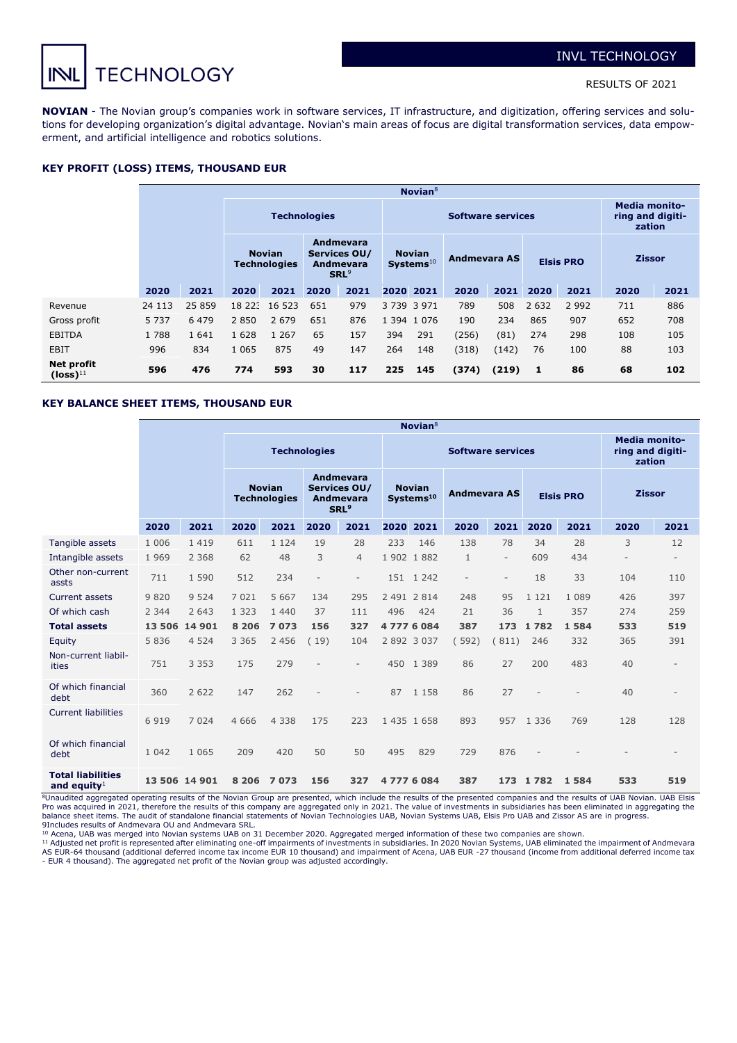**NOVIAN** - The Novian group's companies work in software services, IT infrastructure, and digitization, offering services and solutions for developing organization's digital advantage. Novian's main areas of focus are digital transformation services, data empowerment, and artificial intelligence and robotics solutions.

### KEY PROFIT (LOSS) ITEMS, THOUSAND EUR

| | Novian[8] | | | | | | | | | | | | | |
|---|---|---|---|---|---|---|---|---|---|---|---|---|---|---|
| | | | Technologies | | | | Software services | | | | | | Media monitoring and digitization | |
| | | | Novian Technologies | | Andmevara Services OU/ Andmevara SRL[9] | | Novian Systems[10] | | Andmevara AS | | Elsis PRO | | Zissor | |
| | 2020 | 2021 | 2020 | 2021 | 2020 | 2021 | 2020 | 2021 | 2020 | 2021 | 2020 | 2021 | 2020 | 2021 |
| Revenue | 24 113 | 25 859 | 18 223 | 16 523 | 651 | 979 | 3 739 | 3 971 | 789 | 508 | 2 632 | 2 992 | 711 | 886 |
| Gross profit | 5 737 | 6 479 | 2 850 | 2 679 | 651 | 876 | 1 394 | 1 076 | 190 | 234 | 865 | 907 | 652 | 708 |
| EBITDA | 1 788 | 1 641 | 1 628 | 1 267 | 65 | 157 | 394 | 291 | (256) | (81) | 274 | 298 | 108 | 105 |
| EBIT | 996 | 834 | 1 065 | 875 | 49 | 147 | 264 | 148 | (318) | (142) | 76 | 100 | 88 | 103 |
| **Net profit (loss)[11]** | **596** | **476** | **774** | **593** | **30** | **117** | **225** | **145** | **(374)** | **(219)** | **1** | **86** | **68** | **102** |

### KEY BALANCE SHEET ITEMS, THOUSAND EUR

| | Novian[8] | | | | | | | | | | | | | |
|---|---|---|---|---|---|---|---|---|---|---|---|---|---|---|
| | | | Technologies | | | | Software services | | | | | | Media monitoring and digitization | |
| | | | Novian Technologies | | Andmevara Services OU/ Andmevara SRL[9] | | Novian Systems[10] | | Andmevara AS | | Elsis PRO | | Zissor | |
| | 2020 | 2021 | 2020 | 2021 | 2020 | 2021 | 2020 | 2021 | 2020 | 2021 | 2020 | 2021 | 2020 | 2021 |
| Tangible assets | 1 006 | 1 419 | 611 | 1 124 | 19 | 28 | 233 | 146 | 138 | 78 | 34 | 28 | 3 | 12 |
| Intangible assets | 1 969 | 2 368 | 62 | 48 | 3 | 4 | 1 902 | 1 882 | 1 | - | 609 | 434 | - | - |
| Other non-current assts | 711 | 1 590 | 512 | 234 | - | - | 151 | 1 242 | - | - | 18 | 33 | 104 | 110 |
| Current assets | 9 820 | 9 524 | 7 021 | 5 667 | 134 | 295 | 2 491 | 2 814 | 248 | 95 | 1 121 | 1 089 | 426 | 397 |
| Of which cash | 2 344 | 2 643 | 1 323 | 1 440 | 37 | 111 | 496 | 424 | 21 | 36 | 1 | 357 | 274 | 259 |
| **Total assets** | **13 506** | **14 901** | **8 206** | **7 073** | **156** | **327** | **4 777** | **6 084** | **387** | **173** | **1 782** | **1 584** | **533** | **519** |
| Equity | 5 836 | 4 524 | 3 365 | 2 456 | ( 19) | 104 | 2 892 | 3 037 | ( 592) | ( 811) | 246 | 332 | 365 | 391 |
| Non-current liabilities | 751 | 3 353 | 175 | 279 | - | - | 450 | 1 389 | 86 | 27 | 200 | 483 | 40 | - |
| Of which financial debt | 360 | 2 622 | 147 | 262 | - | - | 87 | 1 158 | 86 | 27 | - | - | 40 | - |
| Current liabilities | 6 919 | 7 024 | 4 666 | 4 338 | 175 | 223 | 1 435 | 1 658 | 893 | 957 | 1 336 | 769 | 128 | 128 |
| Of which financial debt | 1 042 | 1 065 | 209 | 420 | 50 | 50 | 495 | 829 | 729 | 876 | - | - | - | - |
| **Total liabilities and equity[1]** | **13 506** | **14 901** | **8 206** | **7 073** | **156** | **327** | **4 777** | **6 084** | **387** | **173** | **1 782** | **1 584** | **533** | **519** |

[8]Unaudited aggregated operating results of the Novian Group are presented, which include the results of the presented companies and the results of UAB Novian. UAB Elsis Pro was acquired in 2021, therefore the results of this company are aggregated only in 2021. The value of investments in subsidiaries has been eliminated in aggregating the balance sheet items. The audit of standalone financial statements of Novian Technologies UAB, Novian Systems UAB, Elsis Pro UAB and Zissor AS are in progress.
9Includes results of Andmevara OU and Andmevara SRL.
[10] Acena, UAB was merged into Novian systems UAB on 31 December 2020. Aggregated merged information of these two companies are shown.
[11] Adjusted net profit is represented after eliminating one-off impairments of investments in subsidiaries. In 2020 Novian Systems, UAB eliminated the impairment of Andmevara AS EUR-64 thousand (additional deferred income tax income EUR 10 thousand) and impairment of Acena, UAB EUR -27 thousand (income from additional deferred income tax - EUR 4 thousand). The aggregated net profit of the Novian group was adjusted accordingly.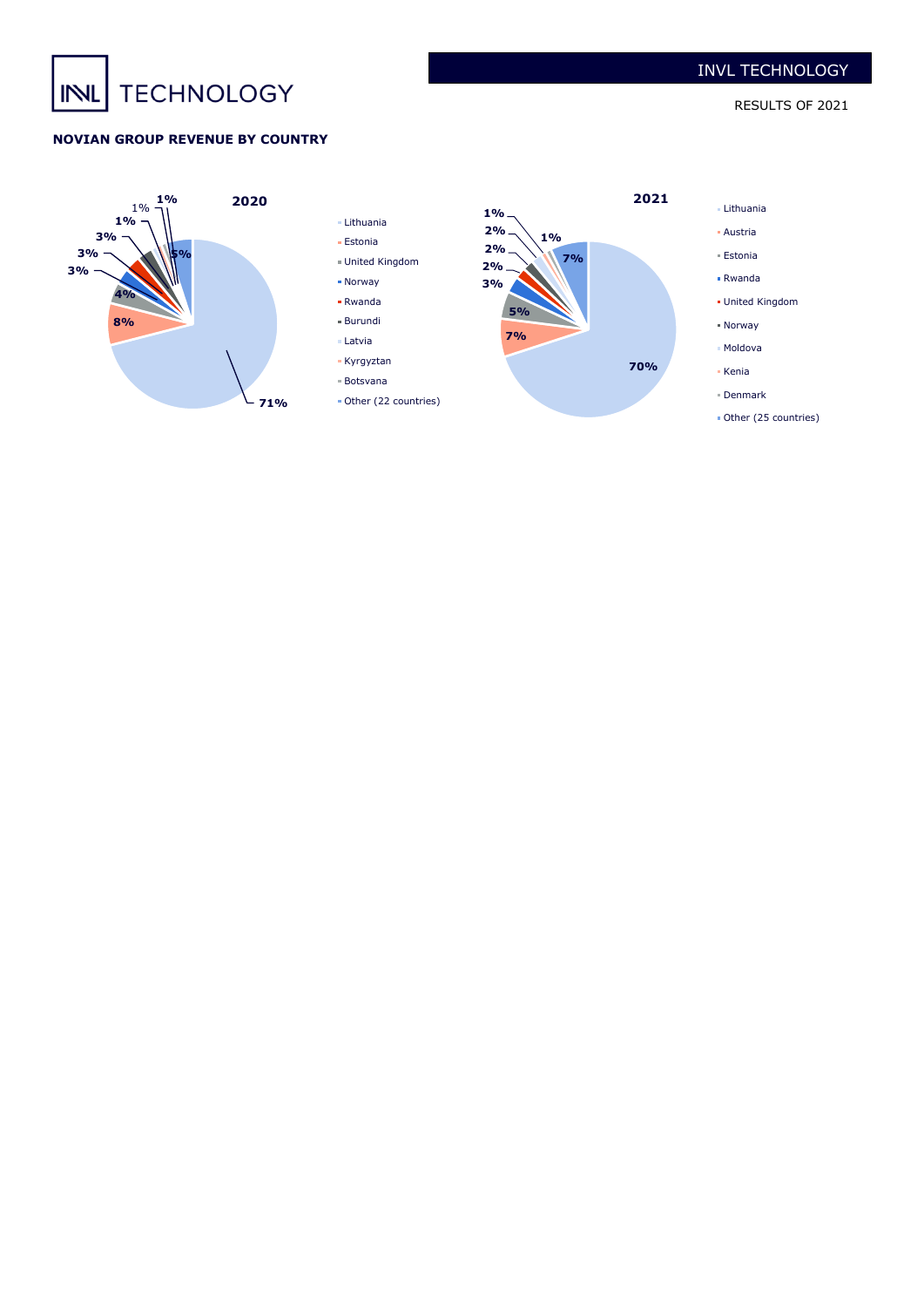**NOVIAN GROUP REVENUE BY COUNTRY**

**2020**

- Lithuania
- Estonia
- United Kingdom
- Norway
- Rwanda
- Burundi
- Latvia
- Kyrgyztan
- Botsvana
- Other (22 countries)

71%, 8%, 4%, 3%, 3%, 3%, 1%, 1%, 1%, 5%

**2021**

- Lithuania
- Austria
- Estonia
- Rwanda
- United Kingdom
- Norway
- Moldova
- Kenia
- Denmark
- Other (25 countries)

70%, 7%, 5%, 3%, 2%, 2%, 2%, 1%, 1%, 7%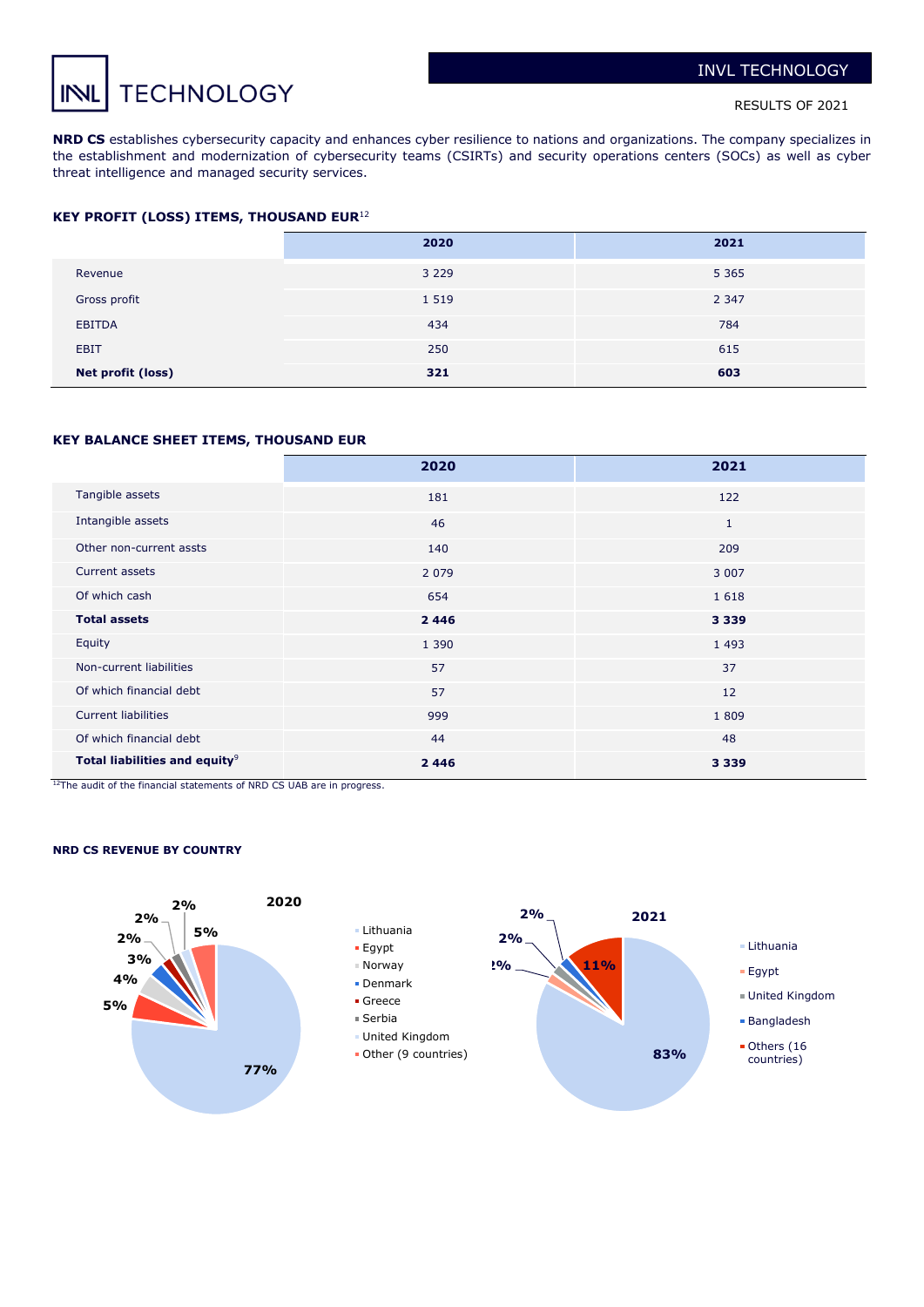**NRD CS** establishes cybersecurity capacity and enhances cyber resilience to nations and organizations. The company specializes in the establishment and modernization of cybersecurity teams (CSIRTs) and security operations centers (SOCs) as well as cyber threat intelligence and managed security services.

### KEY PROFIT (LOSS) ITEMS, THOUSAND EUR[12]

| | 2020 | 2021 |
|---|---|---|
| Revenue | 3 229 | 5 365 |
| Gross profit | 1 519 | 2 347 |
| EBITDA | 434 | 784 |
| EBIT | 250 | 615 |
| **Net profit (loss)** | **321** | **603** |

### KEY BALANCE SHEET ITEMS, THOUSAND EUR

| | 2020 | 2021 |
|---|---|---|
| Tangible assets | 181 | 122 |
| Intangible assets | 46 | 1 |
| Other non-current assts | 140 | 209 |
| Current assets | 2 079 | 3 007 |
| Of which cash | 654 | 1 618 |
| **Total assets** | **2 446** | **3 339** |
| Equity | 1 390 | 1 493 |
| Non-current liabilities | 57 | 37 |
| Of which financial debt | 57 | 12 |
| Current liabilities | 999 | 1 809 |
| Of which financial debt | 44 | 48 |
| **Total liabilities and equity**[9] | **2 446** | **3 339** |

[12]The audit of the financial statements of NRD CS UAB are in progress.

### NRD CS REVENUE BY COUNTRY

2020

77%
5%
4%
3%
2%
2%
2%
5%

Lithuania
Egypt
Norway
Denmark
Greece
Serbia
United Kingdom
Other (9 countries)

2021

83%
2%
2%
2%
11%

Lithuania
Egypt
United Kingdom
Bangladesh
Others (16 countries)